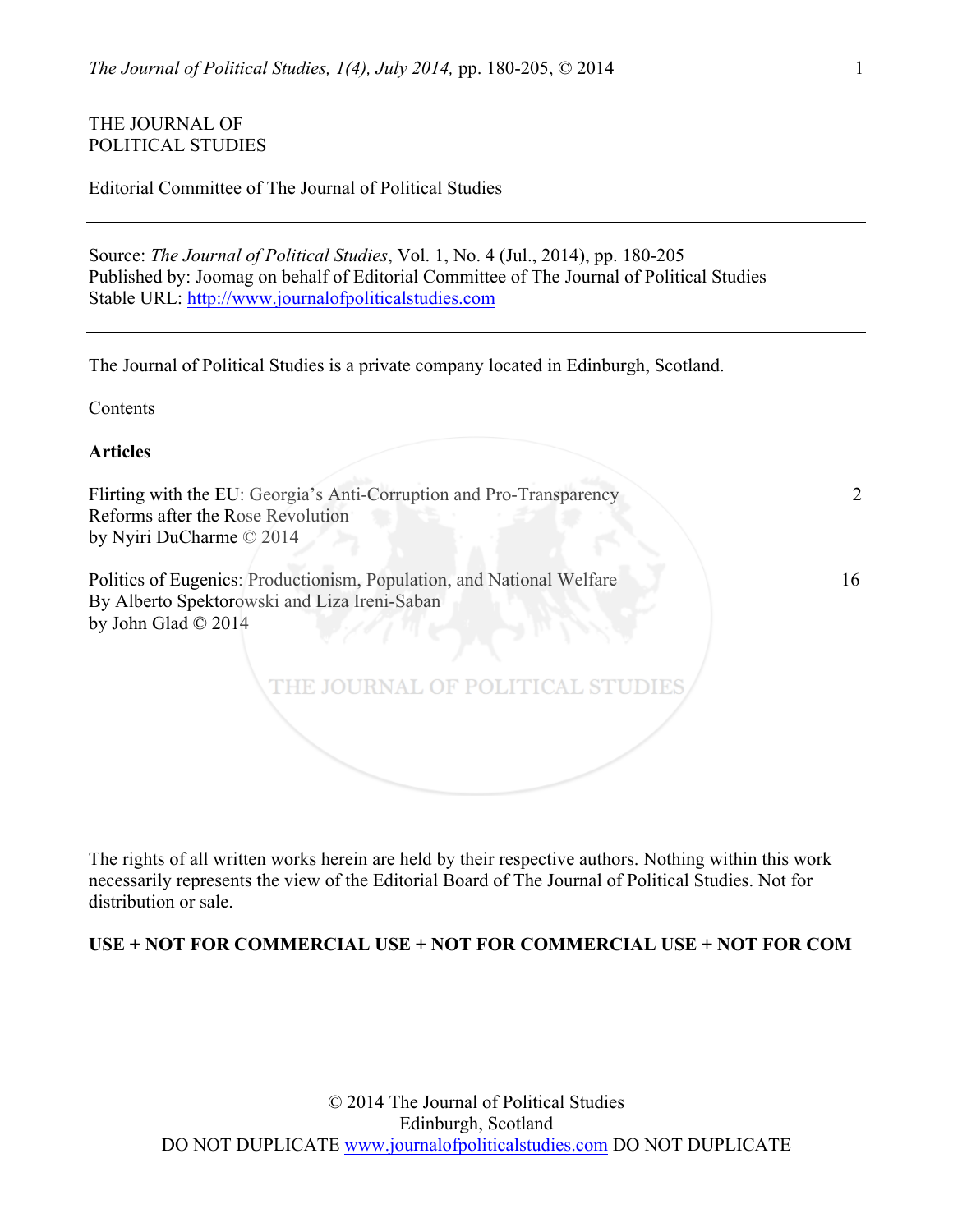THE JOURNAL OF
POLITICAL STUDIES

Editorial Committee of The Journal of Political Studies

---

Source: *The Journal of Political Studies*, Vol. 1, No. 4 (Jul., 2014), pp. 180-205
Published by: Joomag on behalf of Editorial Committee of The Journal of Political Studies
Stable URL: http://www.journalofpoliticalstudies.com

---

The Journal of Political Studies is a private company located in Edinburgh, Scotland.

Contents

**Articles**

Flirting with the EU: Georgia's Anti-Corruption and Pro-Transparency Reforms after the Rose Revolution
by Nyiri DuCharme © 2014 — 2

Politics of Eugenics: Productionism, Population, and National Welfare
By Alberto Spektorowski and Liza Ireni-Saban
by John Glad © 2014 — 16

The rights of all written works herein are held by their respective authors. Nothing within this work necessarily represents the view of the Editorial Board of The Journal of Political Studies. Not for distribution or sale.

**USE + NOT FOR COMMERCIAL USE + NOT FOR COMMERCIAL USE + NOT FOR COM**

© 2014 The Journal of Political Studies
Edinburgh, Scotland
DO NOT DUPLICATE www.journalofpoliticalstudies.com DO NOT DUPLICATE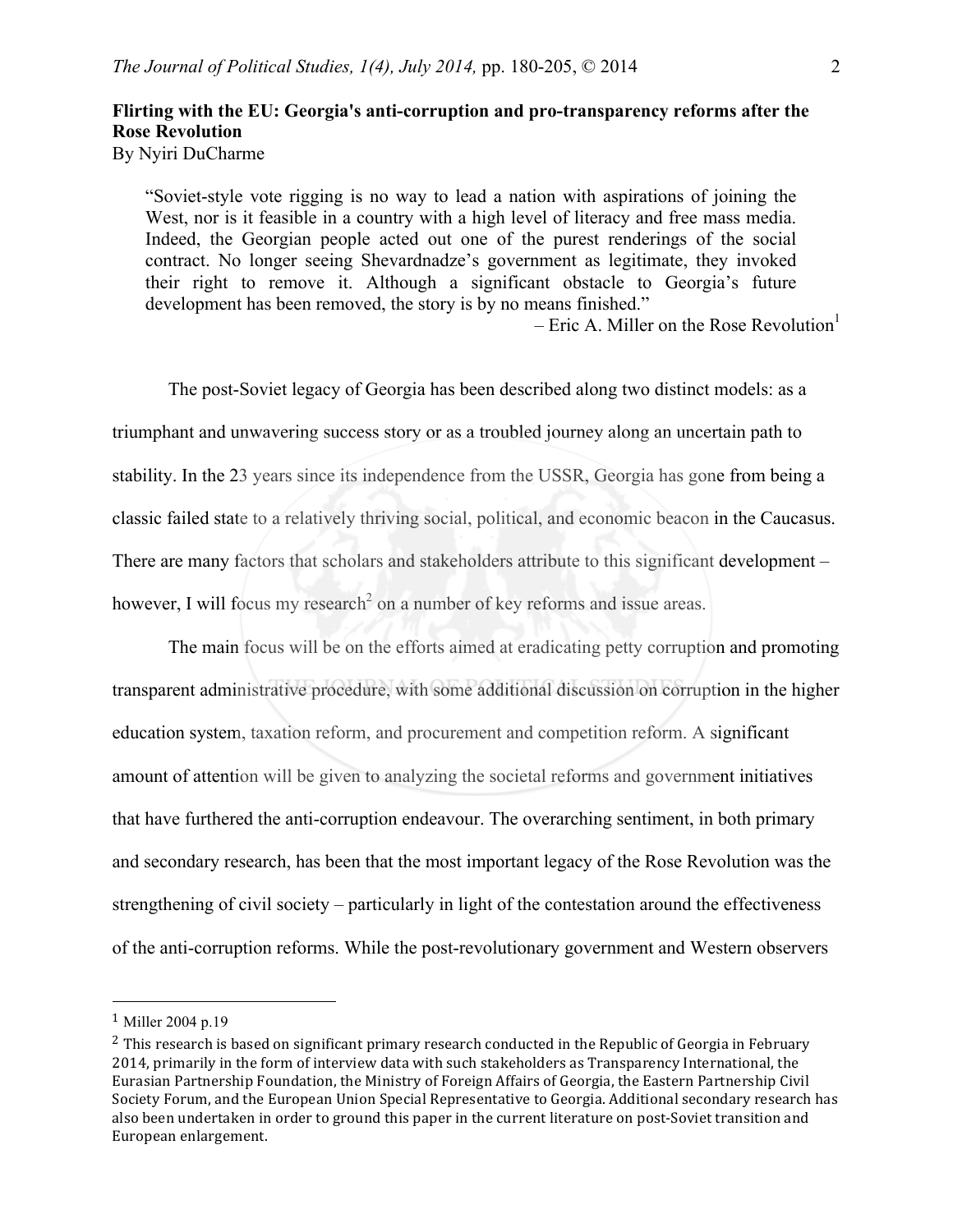**Flirting with the EU: Georgia's anti-corruption and pro-transparency reforms after the Rose Revolution**

By Nyiri DuCharme

> "Soviet-style vote rigging is no way to lead a nation with aspirations of joining the West, nor is it feasible in a country with a high level of literacy and free mass media. Indeed, the Georgian people acted out one of the purest renderings of the social contract. No longer seeing Shevardnadze's government as legitimate, they invoked their right to remove it. Although a significant obstacle to Georgia's future development has been removed, the story is by no means finished."
>
> – Eric A. Miller on the Rose Revolution[1]

The post-Soviet legacy of Georgia has been described along two distinct models: as a triumphant and unwavering success story or as a troubled journey along an uncertain path to stability. In the 23 years since its independence from the USSR, Georgia has gone from being a classic failed state to a relatively thriving social, political, and economic beacon in the Caucasus. There are many factors that scholars and stakeholders attribute to this significant development – however, I will focus my research[2] on a number of key reforms and issue areas.

The main focus will be on the efforts aimed at eradicating petty corruption and promoting transparent administrative procedure, with some additional discussion on corruption in the higher education system, taxation reform, and procurement and competition reform. A significant amount of attention will be given to analyzing the societal reforms and government initiatives that have furthered the anti-corruption endeavour. The overarching sentiment, in both primary and secondary research, has been that the most important legacy of the Rose Revolution was the strengthening of civil society – particularly in light of the contestation around the effectiveness of the anti-corruption reforms. While the post-revolutionary government and Western observers

---

[1] Miller 2004 p.19

[2] This research is based on significant primary research conducted in the Republic of Georgia in February 2014, primarily in the form of interview data with such stakeholders as Transparency International, the Eurasian Partnership Foundation, the Ministry of Foreign Affairs of Georgia, the Eastern Partnership Civil Society Forum, and the European Union Special Representative to Georgia. Additional secondary research has also been undertaken in order to ground this paper in the current literature on post-Soviet transition and European enlargement.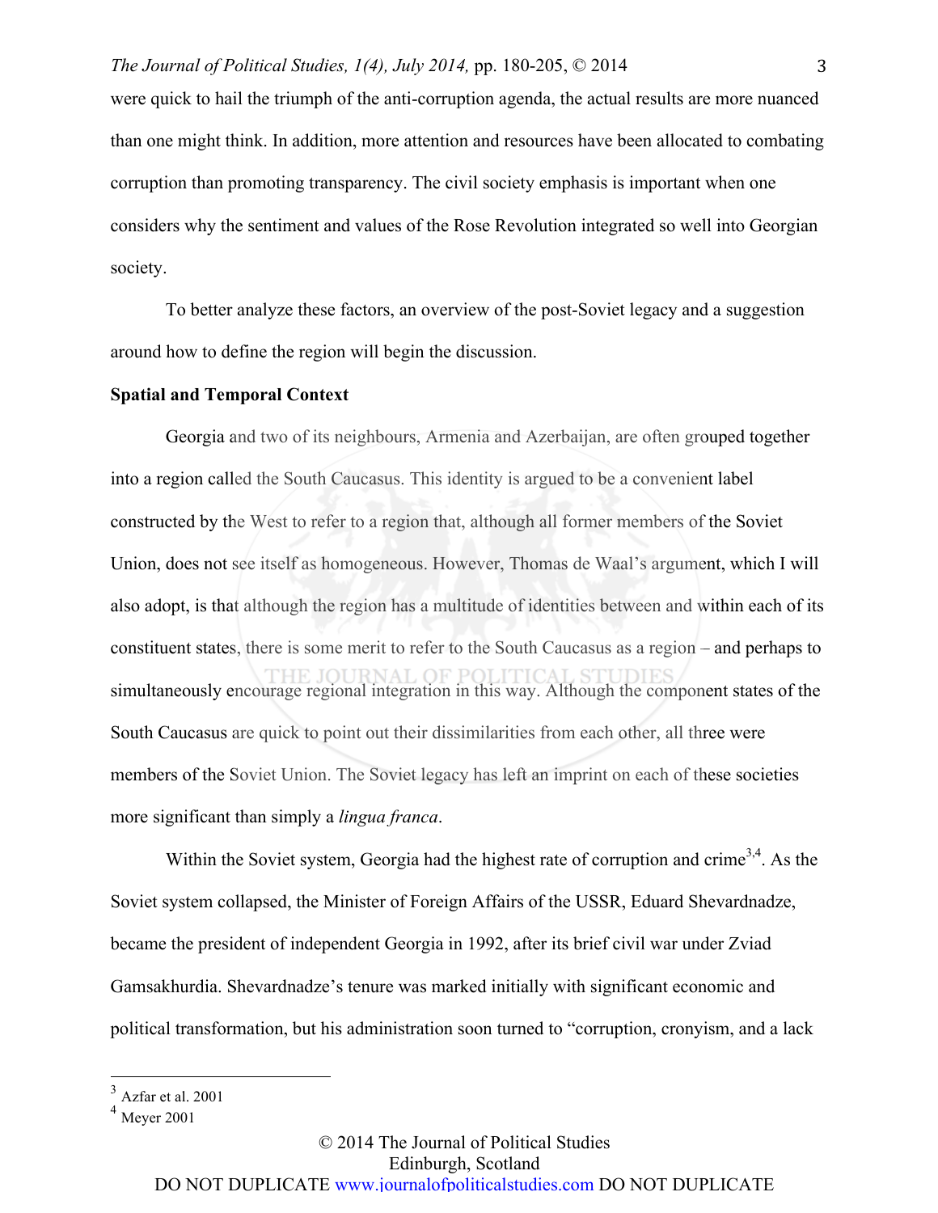were quick to hail the triumph of the anti-corruption agenda, the actual results are more nuanced than one might think. In addition, more attention and resources have been allocated to combating corruption than promoting transparency. The civil society emphasis is important when one considers why the sentiment and values of the Rose Revolution integrated so well into Georgian society.

To better analyze these factors, an overview of the post-Soviet legacy and a suggestion around how to define the region will begin the discussion.

**Spatial and Temporal Context**

Georgia and two of its neighbours, Armenia and Azerbaijan, are often grouped together into a region called the South Caucasus. This identity is argued to be a convenient label constructed by the West to refer to a region that, although all former members of the Soviet Union, does not see itself as homogeneous. However, Thomas de Waal's argument, which I will also adopt, is that although the region has a multitude of identities between and within each of its constituent states, there is some merit to refer to the South Caucasus as a region – and perhaps to simultaneously encourage regional integration in this way. Although the component states of the South Caucasus are quick to point out their dissimilarities from each other, all three were members of the Soviet Union. The Soviet legacy has left an imprint on each of these societies more significant than simply a *lingua franca*.

Within the Soviet system, Georgia had the highest rate of corruption and crime[3,4]. As the Soviet system collapsed, the Minister of Foreign Affairs of the USSR, Eduard Shevardnadze, became the president of independent Georgia in 1992, after its brief civil war under Zviad Gamsakhurdia. Shevardnadze's tenure was marked initially with significant economic and political transformation, but his administration soon turned to "corruption, cronyism, and a lack

---

[3] Azfar et al. 2001

[4] Meyer 2001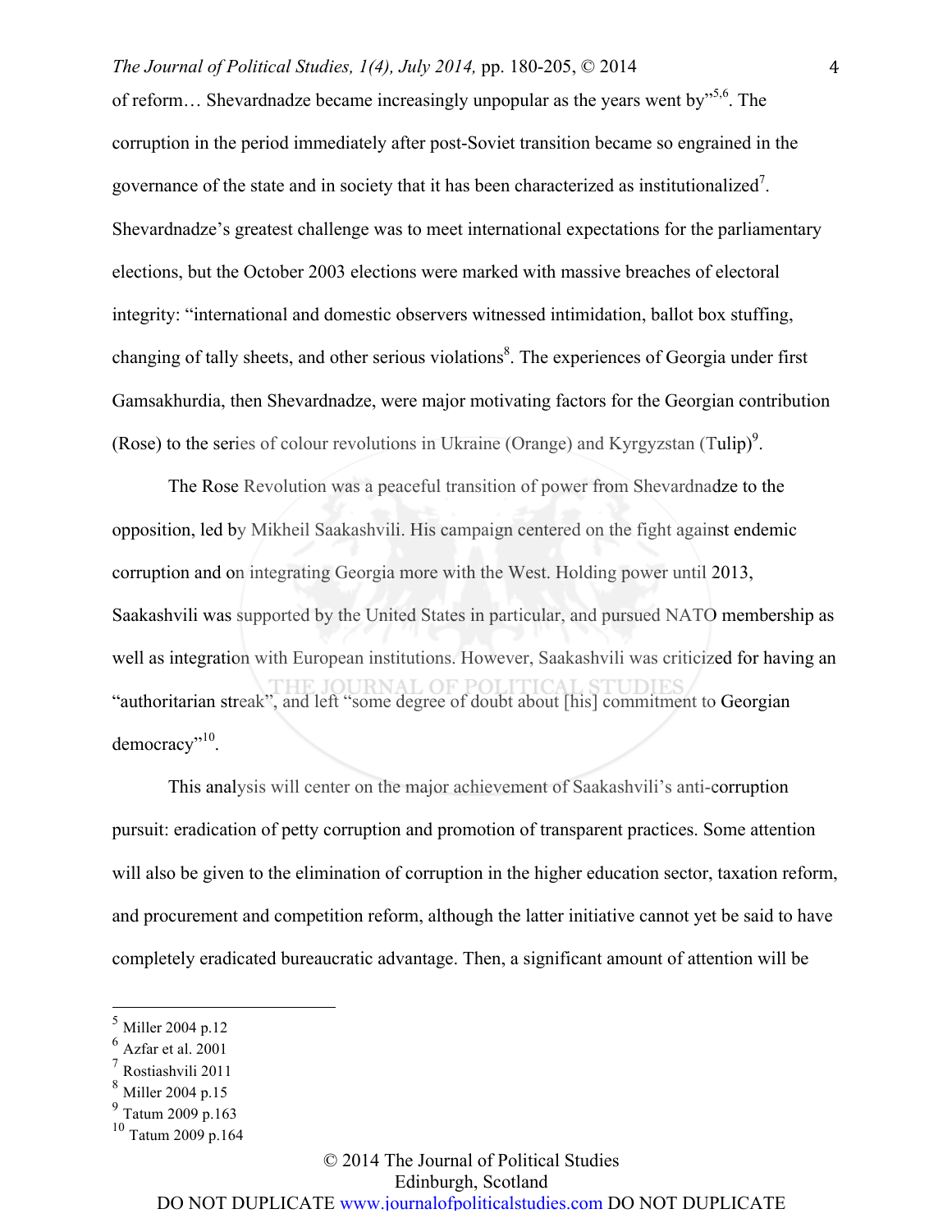of reform… Shevardnadze became increasingly unpopular as the years went by"[5,6]. The corruption in the period immediately after post-Soviet transition became so engrained in the governance of the state and in society that it has been characterized as institutionalized[7]. Shevardnadze's greatest challenge was to meet international expectations for the parliamentary elections, but the October 2003 elections were marked with massive breaches of electoral integrity: "international and domestic observers witnessed intimidation, ballot box stuffing, changing of tally sheets, and other serious violations[8]. The experiences of Georgia under first Gamsakhurdia, then Shevardnadze, were major motivating factors for the Georgian contribution (Rose) to the series of colour revolutions in Ukraine (Orange) and Kyrgyzstan (Tulip)[9].

The Rose Revolution was a peaceful transition of power from Shevardnadze to the opposition, led by Mikheil Saakashvili. His campaign centered on the fight against endemic corruption and on integrating Georgia more with the West. Holding power until 2013, Saakashvili was supported by the United States in particular, and pursued NATO membership as well as integration with European institutions. However, Saakashvili was criticized for having an "authoritarian streak", and left "some degree of doubt about [his] commitment to Georgian democracy"[10].

This analysis will center on the major achievement of Saakashvili's anti-corruption pursuit: eradication of petty corruption and promotion of transparent practices. Some attention will also be given to the elimination of corruption in the higher education sector, taxation reform, and procurement and competition reform, although the latter initiative cannot yet be said to have completely eradicated bureaucratic advantage. Then, a significant amount of attention will be

---

[5] Miller 2004 p.12
[6] Azfar et al. 2001
[7] Rostiashvili 2011
[8] Miller 2004 p.15
[9] Tatum 2009 p.163
[10] Tatum 2009 p.164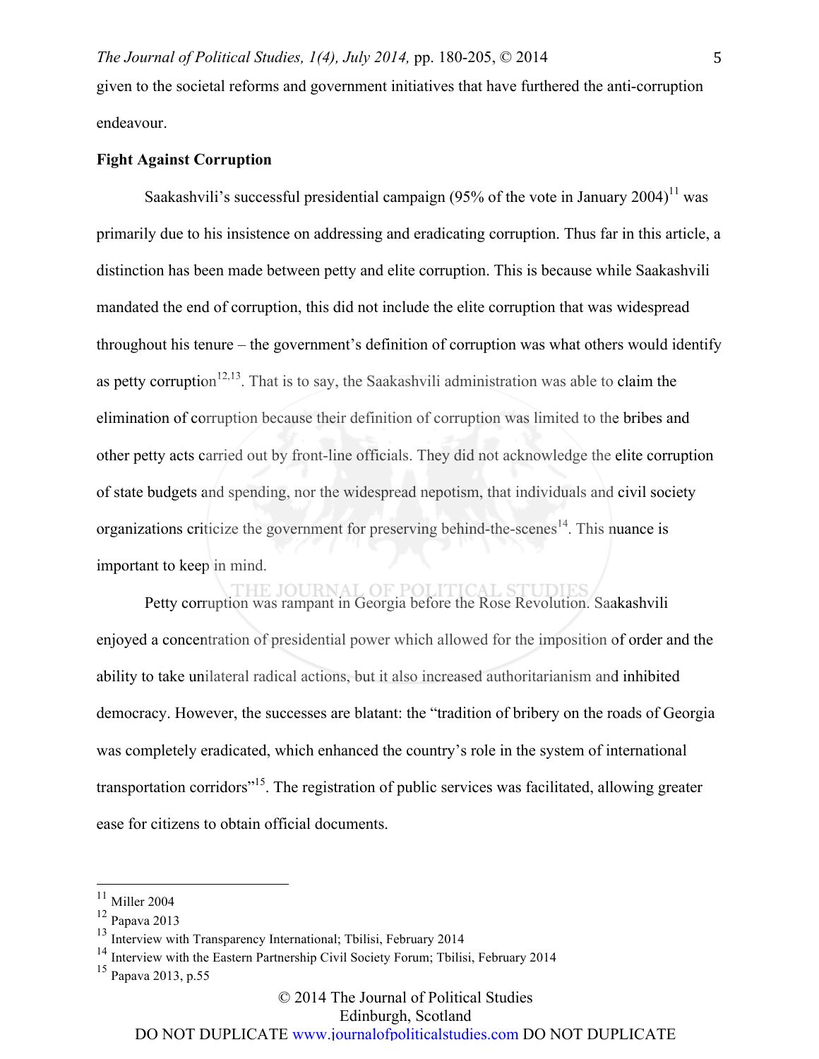given to the societal reforms and government initiatives that have furthered the anti-corruption endeavour.

**Fight Against Corruption**

Saakashvili's successful presidential campaign (95% of the vote in January 2004)[11] was primarily due to his insistence on addressing and eradicating corruption. Thus far in this article, a distinction has been made between petty and elite corruption. This is because while Saakashvili mandated the end of corruption, this did not include the elite corruption that was widespread throughout his tenure – the government's definition of corruption was what others would identify as petty corruption[12,13]. That is to say, the Saakashvili administration was able to claim the elimination of corruption because their definition of corruption was limited to the bribes and other petty acts carried out by front-line officials. They did not acknowledge the elite corruption of state budgets and spending, nor the widespread nepotism, that individuals and civil society organizations criticize the government for preserving behind-the-scenes[14]. This nuance is important to keep in mind.

Petty corruption was rampant in Georgia before the Rose Revolution. Saakashvili enjoyed a concentration of presidential power which allowed for the imposition of order and the ability to take unilateral radical actions, but it also increased authoritarianism and inhibited democracy. However, the successes are blatant: the "tradition of bribery on the roads of Georgia was completely eradicated, which enhanced the country's role in the system of international transportation corridors"[15]. The registration of public services was facilitated, allowing greater ease for citizens to obtain official documents.

---

[11] Miller 2004

[12] Papava 2013

[13] Interview with Transparency International; Tbilisi, February 2014

[14] Interview with the Eastern Partnership Civil Society Forum; Tbilisi, February 2014

[15] Papava 2013, p.55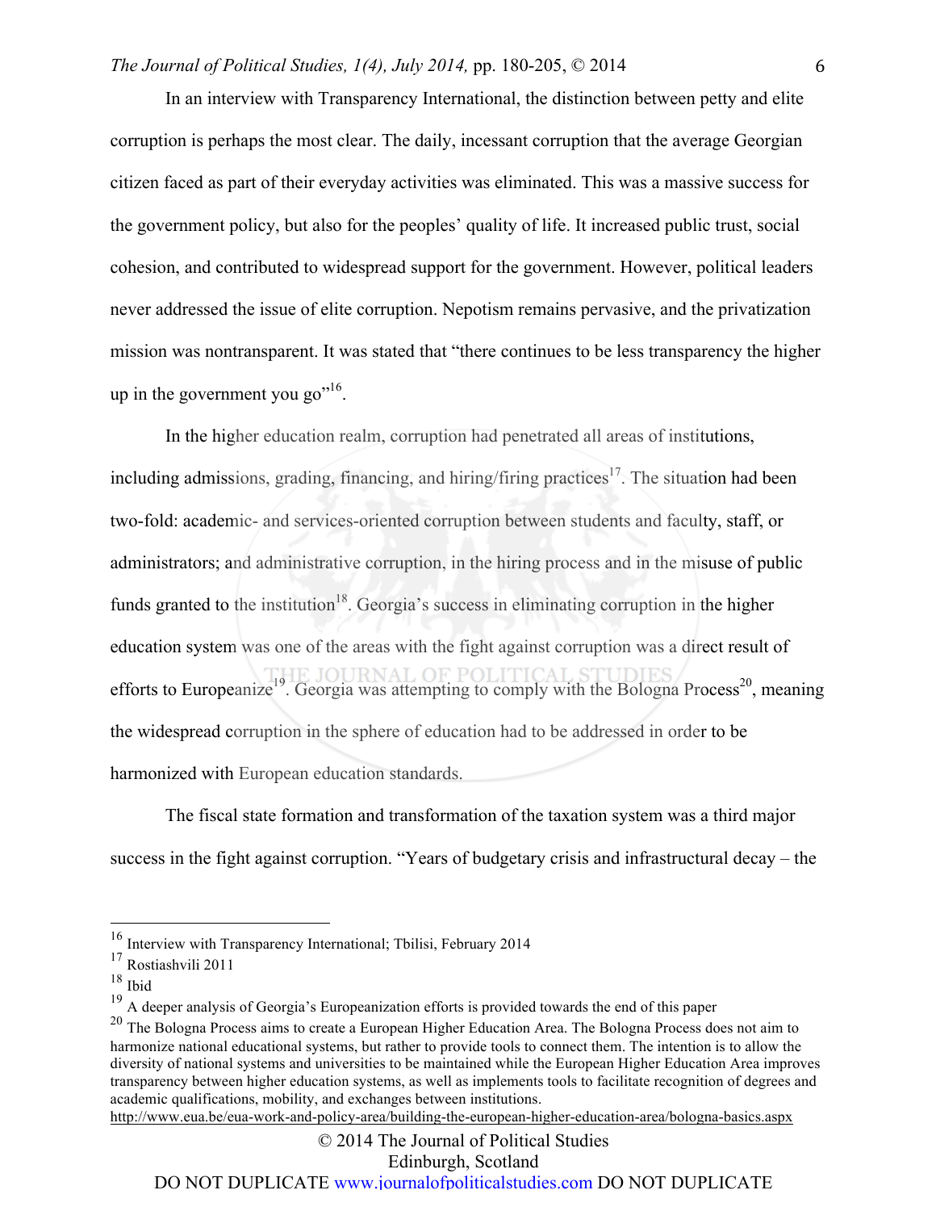In an interview with Transparency International, the distinction between petty and elite corruption is perhaps the most clear. The daily, incessant corruption that the average Georgian citizen faced as part of their everyday activities was eliminated. This was a massive success for the government policy, but also for the peoples' quality of life. It increased public trust, social cohesion, and contributed to widespread support for the government. However, political leaders never addressed the issue of elite corruption. Nepotism remains pervasive, and the privatization mission was nontransparent. It was stated that "there continues to be less transparency the higher up in the government you go"[16].

In the higher education realm, corruption had penetrated all areas of institutions, including admissions, grading, financing, and hiring/firing practices[17]. The situation had been two-fold: academic- and services-oriented corruption between students and faculty, staff, or administrators; and administrative corruption, in the hiring process and in the misuse of public funds granted to the institution[18]. Georgia's success in eliminating corruption in the higher education system was one of the areas with the fight against corruption was a direct result of efforts to Europeanize[19]. Georgia was attempting to comply with the Bologna Process[20], meaning the widespread corruption in the sphere of education had to be addressed in order to be harmonized with European education standards.

The fiscal state formation and transformation of the taxation system was a third major success in the fight against corruption. "Years of budgetary crisis and infrastructural decay – the

---

[16] Interview with Transparency International; Tbilisi, February 2014

[17] Rostiashvili 2011

[18] Ibid

[19] A deeper analysis of Georgia's Europeanization efforts is provided towards the end of this paper

[20] The Bologna Process aims to create a European Higher Education Area. The Bologna Process does not aim to harmonize national educational systems, but rather to provide tools to connect them. The intention is to allow the diversity of national systems and universities to be maintained while the European Higher Education Area improves transparency between higher education systems, as well as implements tools to facilitate recognition of degrees and academic qualifications, mobility, and exchanges between institutions. http://www.eua.be/eua-work-and-policy-area/building-the-european-higher-education-area/bologna-basics.aspx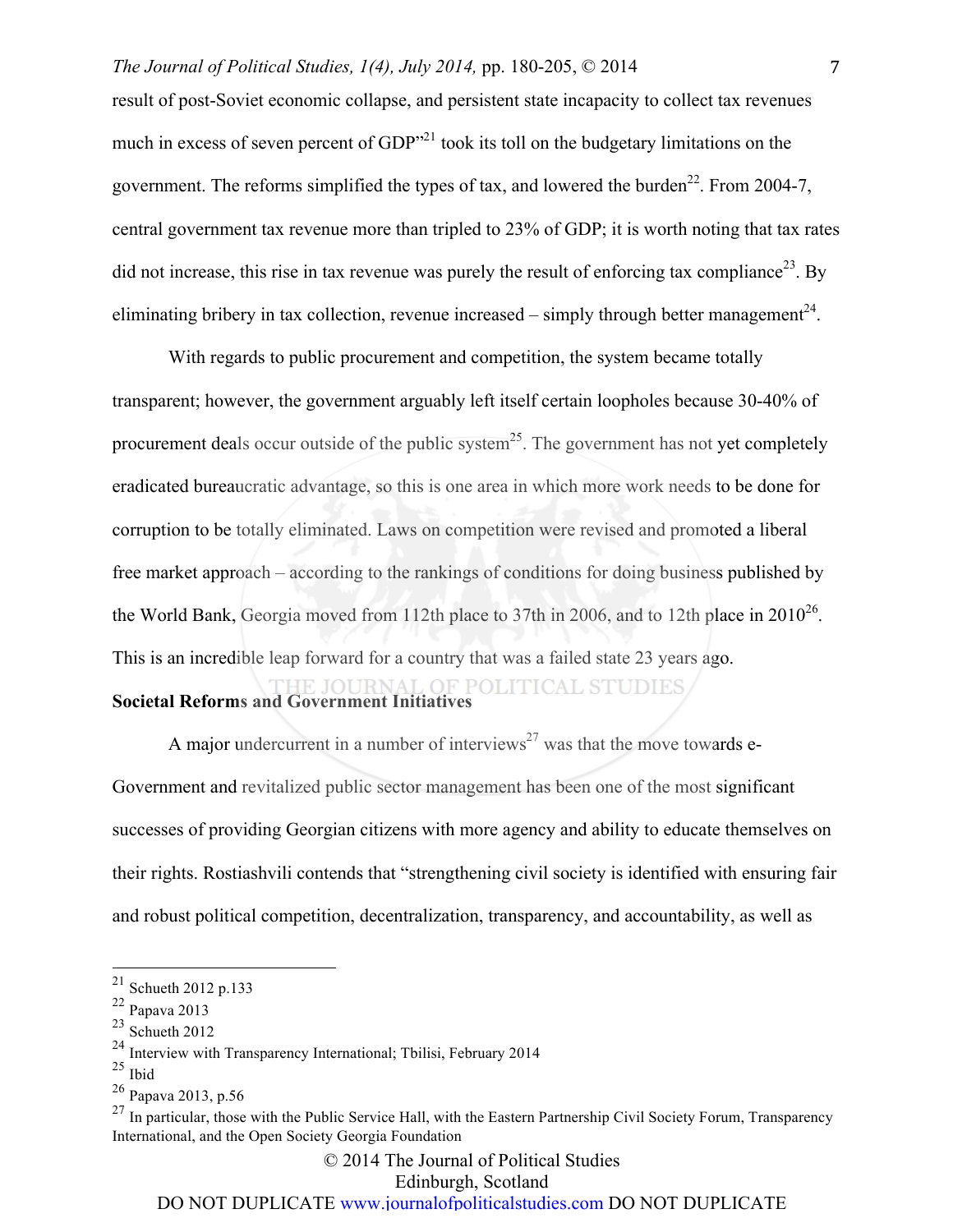result of post-Soviet economic collapse, and persistent state incapacity to collect tax revenues much in excess of seven percent of GDP"[21] took its toll on the budgetary limitations on the government. The reforms simplified the types of tax, and lowered the burden[22]. From 2004-7, central government tax revenue more than tripled to 23% of GDP; it is worth noting that tax rates did not increase, this rise in tax revenue was purely the result of enforcing tax compliance[23]. By eliminating bribery in tax collection, revenue increased – simply through better management[24].

With regards to public procurement and competition, the system became totally transparent; however, the government arguably left itself certain loopholes because 30-40% of procurement deals occur outside of the public system[25]. The government has not yet completely eradicated bureaucratic advantage, so this is one area in which more work needs to be done for corruption to be totally eliminated. Laws on competition were revised and promoted a liberal free market approach – according to the rankings of conditions for doing business published by the World Bank, Georgia moved from 112th place to 37th in 2006, and to 12th place in 2010[26]. This is an incredible leap forward for a country that was a failed state 23 years ago.

**Societal Reforms and Government Initiatives**

A major undercurrent in a number of interviews[27] was that the move towards e-Government and revitalized public sector management has been one of the most significant successes of providing Georgian citizens with more agency and ability to educate themselves on their rights. Rostiashvili contends that "strengthening civil society is identified with ensuring fair and robust political competition, decentralization, transparency, and accountability, as well as

---

[21] Schueth 2012 p.133

[22] Papava 2013

[23] Schueth 2012

[24] Interview with Transparency International; Tbilisi, February 2014

[25] Ibid

[26] Papava 2013, p.56

[27] In particular, those with the Public Service Hall, with the Eastern Partnership Civil Society Forum, Transparency International, and the Open Society Georgia Foundation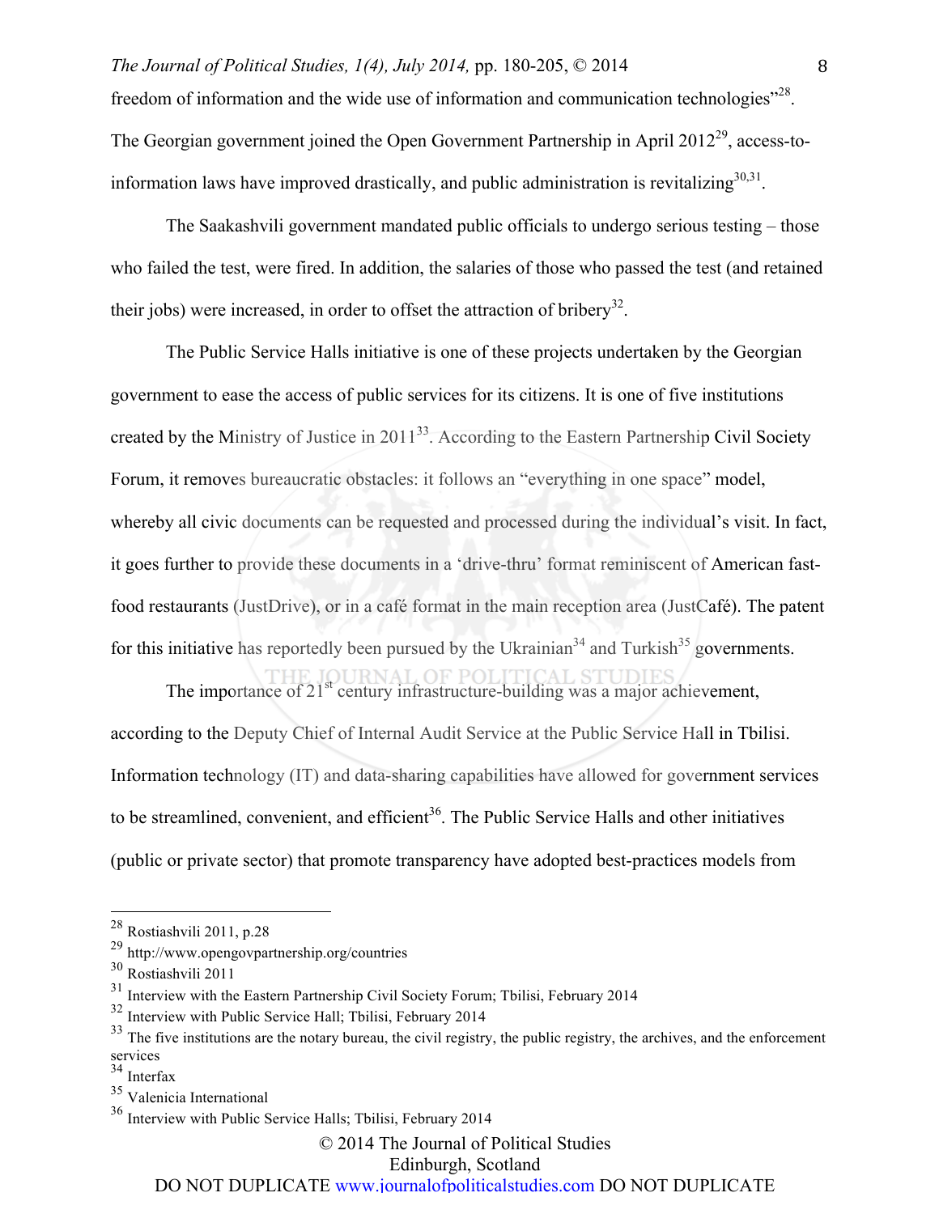freedom of information and the wide use of information and communication technologies"[28]. The Georgian government joined the Open Government Partnership in April 2012[29], access-to-information laws have improved drastically, and public administration is revitalizing[30,31].

The Saakashvili government mandated public officials to undergo serious testing – those who failed the test, were fired. In addition, the salaries of those who passed the test (and retained their jobs) were increased, in order to offset the attraction of bribery[32].

The Public Service Halls initiative is one of these projects undertaken by the Georgian government to ease the access of public services for its citizens. It is one of five institutions created by the Ministry of Justice in 2011[33]. According to the Eastern Partnership Civil Society Forum, it removes bureaucratic obstacles: it follows an "everything in one space" model, whereby all civic documents can be requested and processed during the individual's visit. In fact, it goes further to provide these documents in a 'drive-thru' format reminiscent of American fast-food restaurants (JustDrive), or in a café format in the main reception area (JustCafé). The patent for this initiative has reportedly been pursued by the Ukrainian[34] and Turkish[35] governments.

The importance of 21st century infrastructure-building was a major achievement, according to the Deputy Chief of Internal Audit Service at the Public Service Hall in Tbilisi. Information technology (IT) and data-sharing capabilities have allowed for government services to be streamlined, convenient, and efficient[36]. The Public Service Halls and other initiatives (public or private sector) that promote transparency have adopted best-practices models from

---

[28] Rostiashvili 2011, p.28

[29] http://www.opengovpartnership.org/countries

[30] Rostiashvili 2011

[31] Interview with the Eastern Partnership Civil Society Forum; Tbilisi, February 2014

[32] Interview with Public Service Hall; Tbilisi, February 2014

[33] The five institutions are the notary bureau, the civil registry, the public registry, the archives, and the enforcement services

[34] Interfax

[35] Valenicia International

[36] Interview with Public Service Halls; Tbilisi, February 2014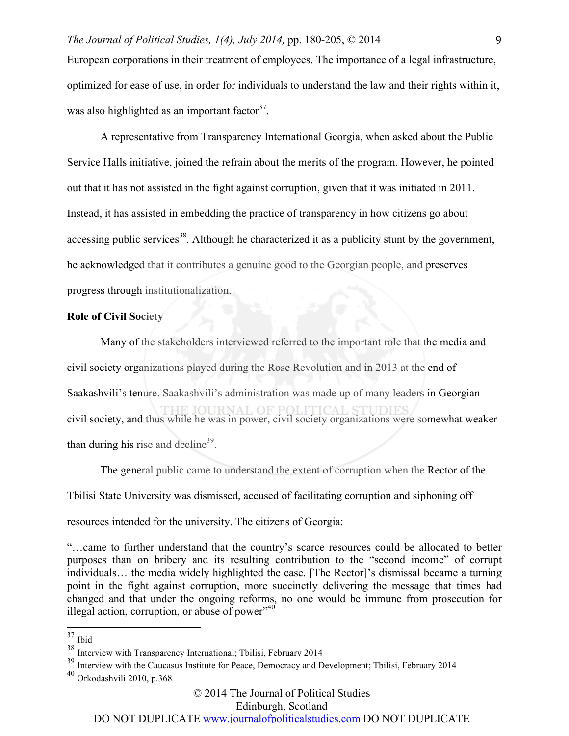European corporations in their treatment of employees. The importance of a legal infrastructure, optimized for ease of use, in order for individuals to understand the law and their rights within it, was also highlighted as an important factor[37].

A representative from Transparency International Georgia, when asked about the Public Service Halls initiative, joined the refrain about the merits of the program. However, he pointed out that it has not assisted in the fight against corruption, given that it was initiated in 2011. Instead, it has assisted in embedding the practice of transparency in how citizens go about accessing public services[38]. Although he characterized it as a publicity stunt by the government, he acknowledged that it contributes a genuine good to the Georgian people, and preserves progress through institutionalization.

**Role of Civil Society**

Many of the stakeholders interviewed referred to the important role that the media and civil society organizations played during the Rose Revolution and in 2013 at the end of Saakashvili's tenure. Saakashvili's administration was made up of many leaders in Georgian civil society, and thus while he was in power, civil society organizations were somewhat weaker than during his rise and decline[39].

The general public came to understand the extent of corruption when the Rector of the Tbilisi State University was dismissed, accused of facilitating corruption and siphoning off resources intended for the university. The citizens of Georgia:

> "…came to further understand that the country's scarce resources could be allocated to better purposes than on bribery and its resulting contribution to the "second income" of corrupt individuals… the media widely highlighted the case. [The Rector]'s dismissal became a turning point in the fight against corruption, more succinctly delivering the message that times had changed and that under the ongoing reforms, no one would be immune from prosecution for illegal action, corruption, or abuse of power"[40]

---

[37] Ibid

[38] Interview with Transparency International; Tbilisi, February 2014

[39] Interview with the Caucasus Institute for Peace, Democracy and Development; Tbilisi, February 2014

[40] Orkodashvili 2010, p.368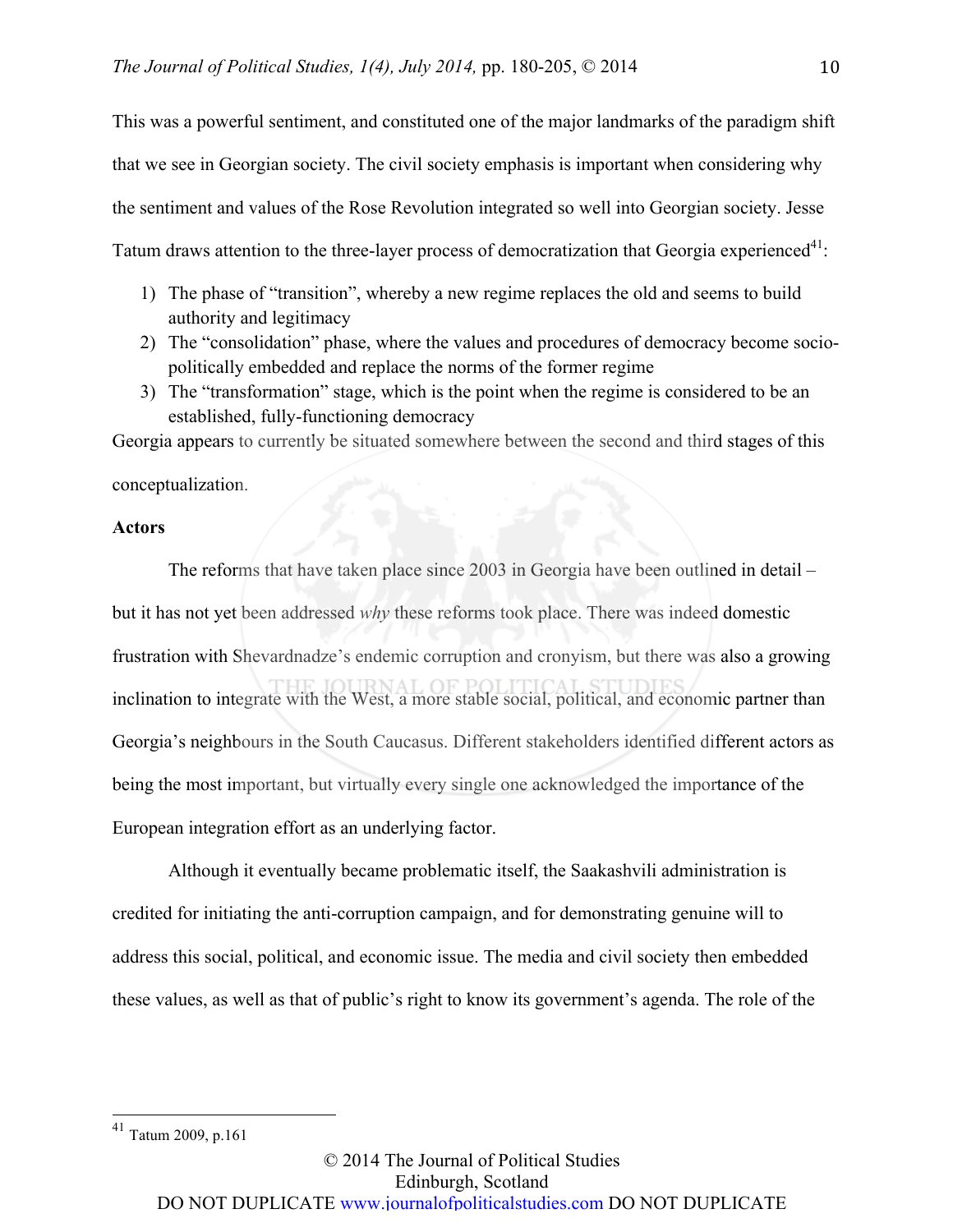This was a powerful sentiment, and constituted one of the major landmarks of the paradigm shift that we see in Georgian society. The civil society emphasis is important when considering why the sentiment and values of the Rose Revolution integrated so well into Georgian society. Jesse Tatum draws attention to the three-layer process of democratization that Georgia experienced[41]:

1) The phase of "transition", whereby a new regime replaces the old and seems to build authority and legitimacy
2) The "consolidation" phase, where the values and procedures of democracy become socio-politically embedded and replace the norms of the former regime
3) The "transformation" stage, which is the point when the regime is considered to be an established, fully-functioning democracy

Georgia appears to currently be situated somewhere between the second and third stages of this conceptualization.

**Actors**

The reforms that have taken place since 2003 in Georgia have been outlined in detail – but it has not yet been addressed *why* these reforms took place. There was indeed domestic frustration with Shevardnadze's endemic corruption and cronyism, but there was also a growing inclination to integrate with the West, a more stable social, political, and economic partner than Georgia's neighbours in the South Caucasus. Different stakeholders identified different actors as being the most important, but virtually every single one acknowledged the importance of the European integration effort as an underlying factor.

Although it eventually became problematic itself, the Saakashvili administration is credited for initiating the anti-corruption campaign, and for demonstrating genuine will to address this social, political, and economic issue. The media and civil society then embedded these values, as well as that of public's right to know its government's agenda. The role of the

[41] Tatum 2009, p.161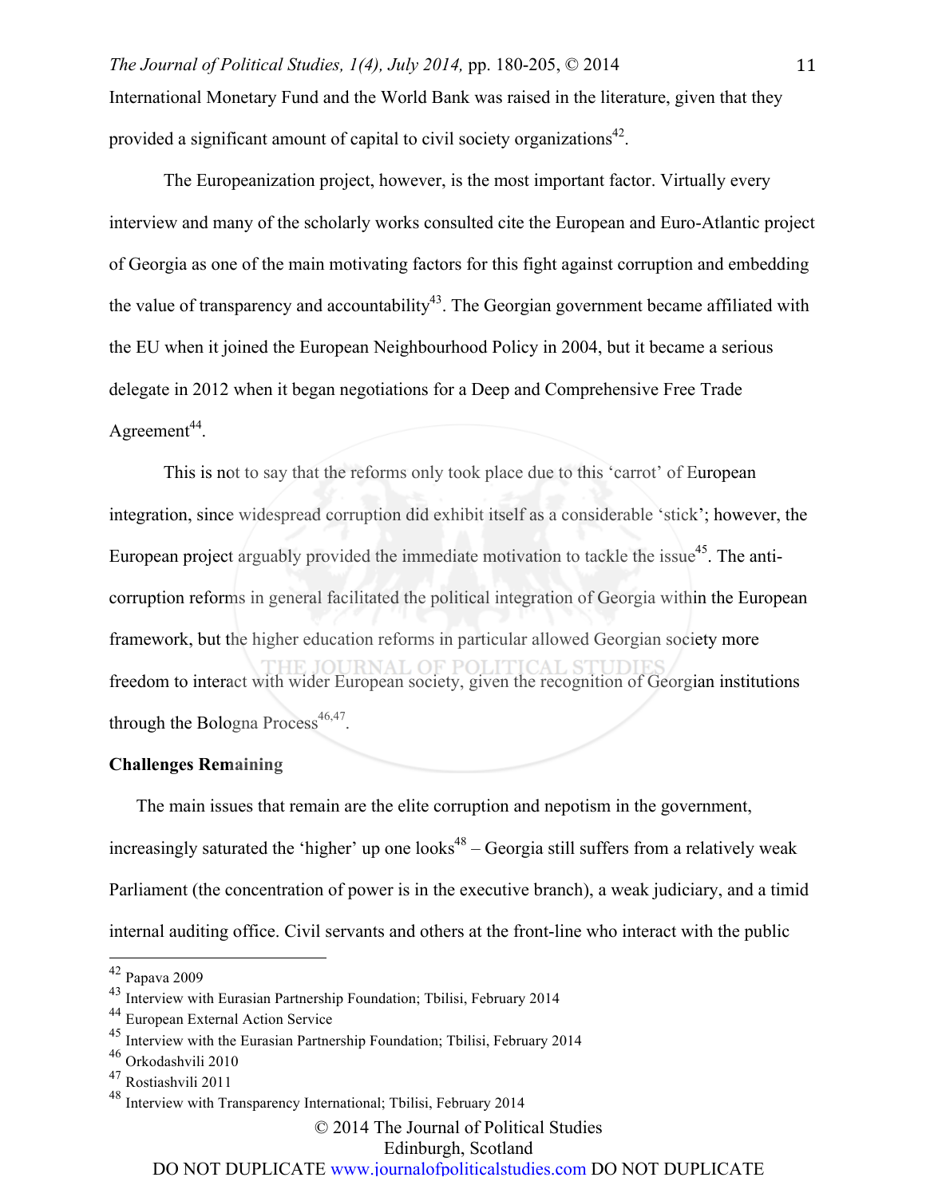International Monetary Fund and the World Bank was raised in the literature, given that they provided a significant amount of capital to civil society organizations[42].

The Europeanization project, however, is the most important factor. Virtually every interview and many of the scholarly works consulted cite the European and Euro-Atlantic project of Georgia as one of the main motivating factors for this fight against corruption and embedding the value of transparency and accountability[43]. The Georgian government became affiliated with the EU when it joined the European Neighbourhood Policy in 2004, but it became a serious delegate in 2012 when it began negotiations for a Deep and Comprehensive Free Trade Agreement[44].

This is not to say that the reforms only took place due to this 'carrot' of European integration, since widespread corruption did exhibit itself as a considerable 'stick'; however, the European project arguably provided the immediate motivation to tackle the issue[45]. The anti-corruption reforms in general facilitated the political integration of Georgia within the European framework, but the higher education reforms in particular allowed Georgian society more freedom to interact with wider European society, given the recognition of Georgian institutions through the Bologna Process[46,47].

**Challenges Remaining**

The main issues that remain are the elite corruption and nepotism in the government, increasingly saturated the 'higher' up one looks[48] – Georgia still suffers from a relatively weak Parliament (the concentration of power is in the executive branch), a weak judiciary, and a timid internal auditing office. Civil servants and others at the front-line who interact with the public

---

[42] Papava 2009

[43] Interview with Eurasian Partnership Foundation; Tbilisi, February 2014

[44] European External Action Service

[45] Interview with the Eurasian Partnership Foundation; Tbilisi, February 2014

[46] Orkodashvili 2010

[47] Rostiashvili 2011

[48] Interview with Transparency International; Tbilisi, February 2014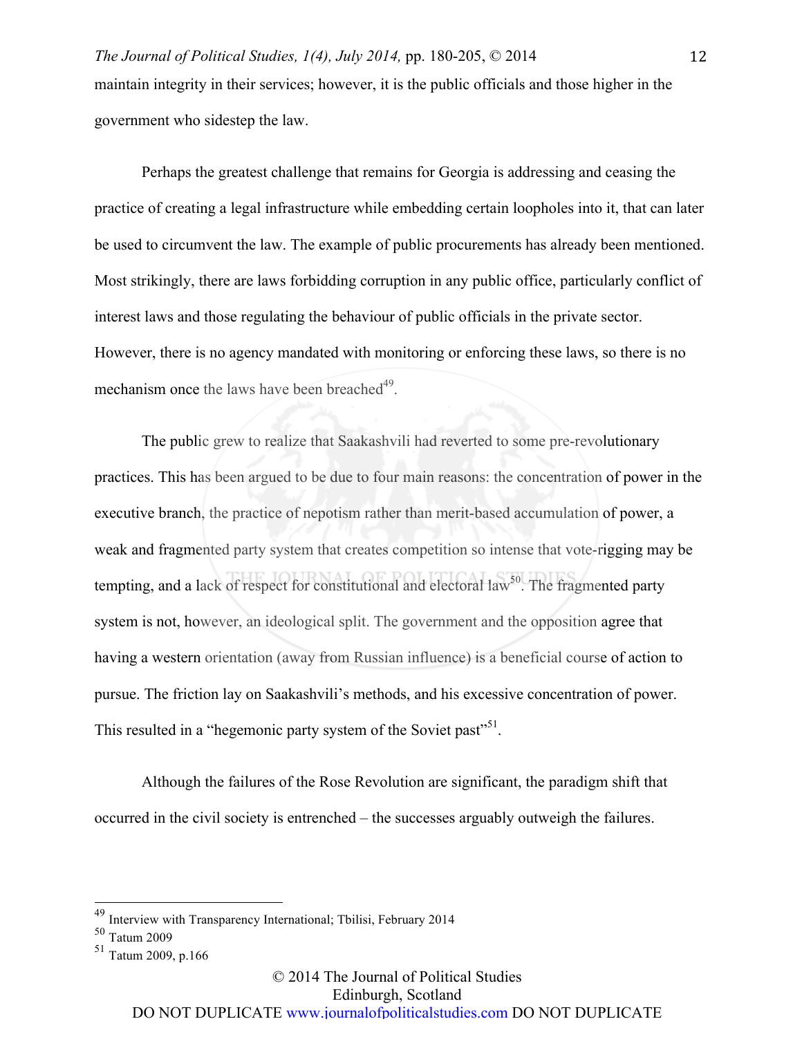maintain integrity in their services; however, it is the public officials and those higher in the government who sidestep the law.

Perhaps the greatest challenge that remains for Georgia is addressing and ceasing the practice of creating a legal infrastructure while embedding certain loopholes into it, that can later be used to circumvent the law. The example of public procurements has already been mentioned. Most strikingly, there are laws forbidding corruption in any public office, particularly conflict of interest laws and those regulating the behaviour of public officials in the private sector. However, there is no agency mandated with monitoring or enforcing these laws, so there is no mechanism once the laws have been breached[49].

The public grew to realize that Saakashvili had reverted to some pre-revolutionary practices. This has been argued to be due to four main reasons: the concentration of power in the executive branch, the practice of nepotism rather than merit-based accumulation of power, a weak and fragmented party system that creates competition so intense that vote-rigging may be tempting, and a lack of respect for constitutional and electoral law[50]. The fragmented party system is not, however, an ideological split. The government and the opposition agree that having a western orientation (away from Russian influence) is a beneficial course of action to pursue. The friction lay on Saakashvili's methods, and his excessive concentration of power. This resulted in a "hegemonic party system of the Soviet past"[51].

Although the failures of the Rose Revolution are significant, the paradigm shift that occurred in the civil society is entrenched – the successes arguably outweigh the failures.

---

[49] Interview with Transparency International; Tbilisi, February 2014

[50] Tatum 2009

[51] Tatum 2009, p.166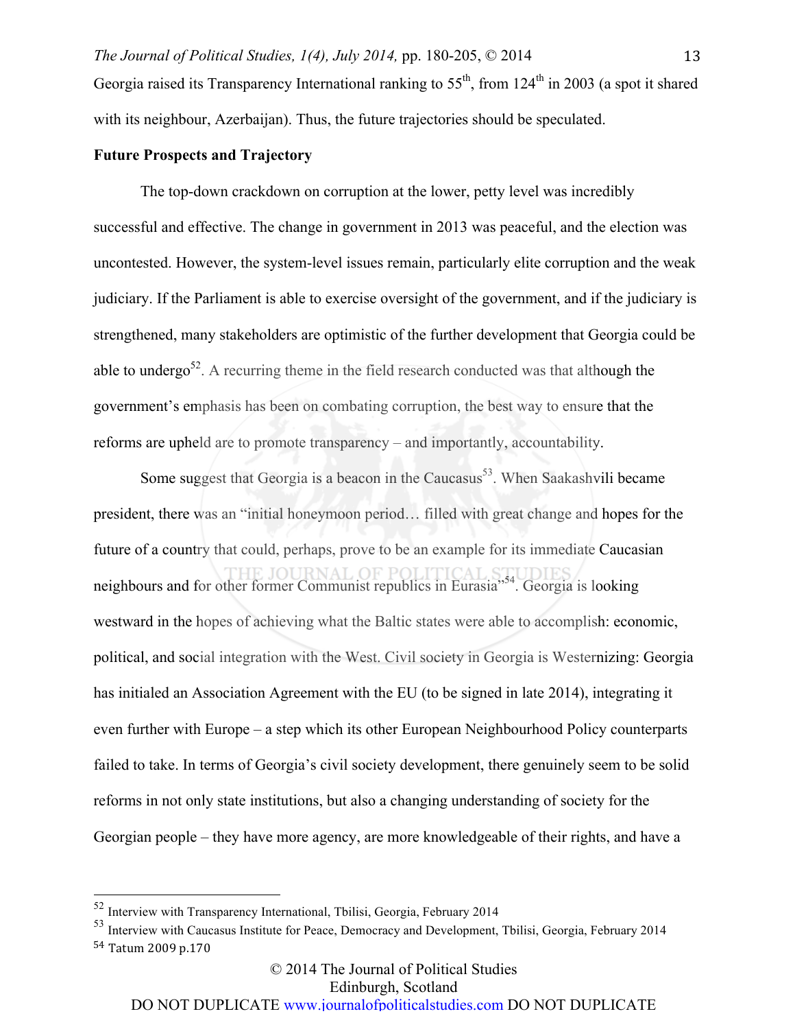Georgia raised its Transparency International ranking to 55th, from 124th in 2003 (a spot it shared with its neighbour, Azerbaijan). Thus, the future trajectories should be speculated.

**Future Prospects and Trajectory**

The top-down crackdown on corruption at the lower, petty level was incredibly successful and effective. The change in government in 2013 was peaceful, and the election was uncontested. However, the system-level issues remain, particularly elite corruption and the weak judiciary. If the Parliament is able to exercise oversight of the government, and if the judiciary is strengthened, many stakeholders are optimistic of the further development that Georgia could be able to undergo[52]. A recurring theme in the field research conducted was that although the government's emphasis has been on combating corruption, the best way to ensure that the reforms are upheld are to promote transparency – and importantly, accountability.

Some suggest that Georgia is a beacon in the Caucasus[53]. When Saakashvili became president, there was an "initial honeymoon period… filled with great change and hopes for the future of a country that could, perhaps, prove to be an example for its immediate Caucasian neighbours and for other former Communist republics in Eurasia"[54]. Georgia is looking westward in the hopes of achieving what the Baltic states were able to accomplish: economic, political, and social integration with the West. Civil society in Georgia is Westernizing: Georgia has initialed an Association Agreement with the EU (to be signed in late 2014), integrating it even further with Europe – a step which its other European Neighbourhood Policy counterparts failed to take. In terms of Georgia's civil society development, there genuinely seem to be solid reforms in not only state institutions, but also a changing understanding of society for the Georgian people – they have more agency, are more knowledgeable of their rights, and have a

---

[52] Interview with Transparency International, Tbilisi, Georgia, February 2014

[53] Interview with Caucasus Institute for Peace, Democracy and Development, Tbilisi, Georgia, February 2014

[54] Tatum 2009 p.170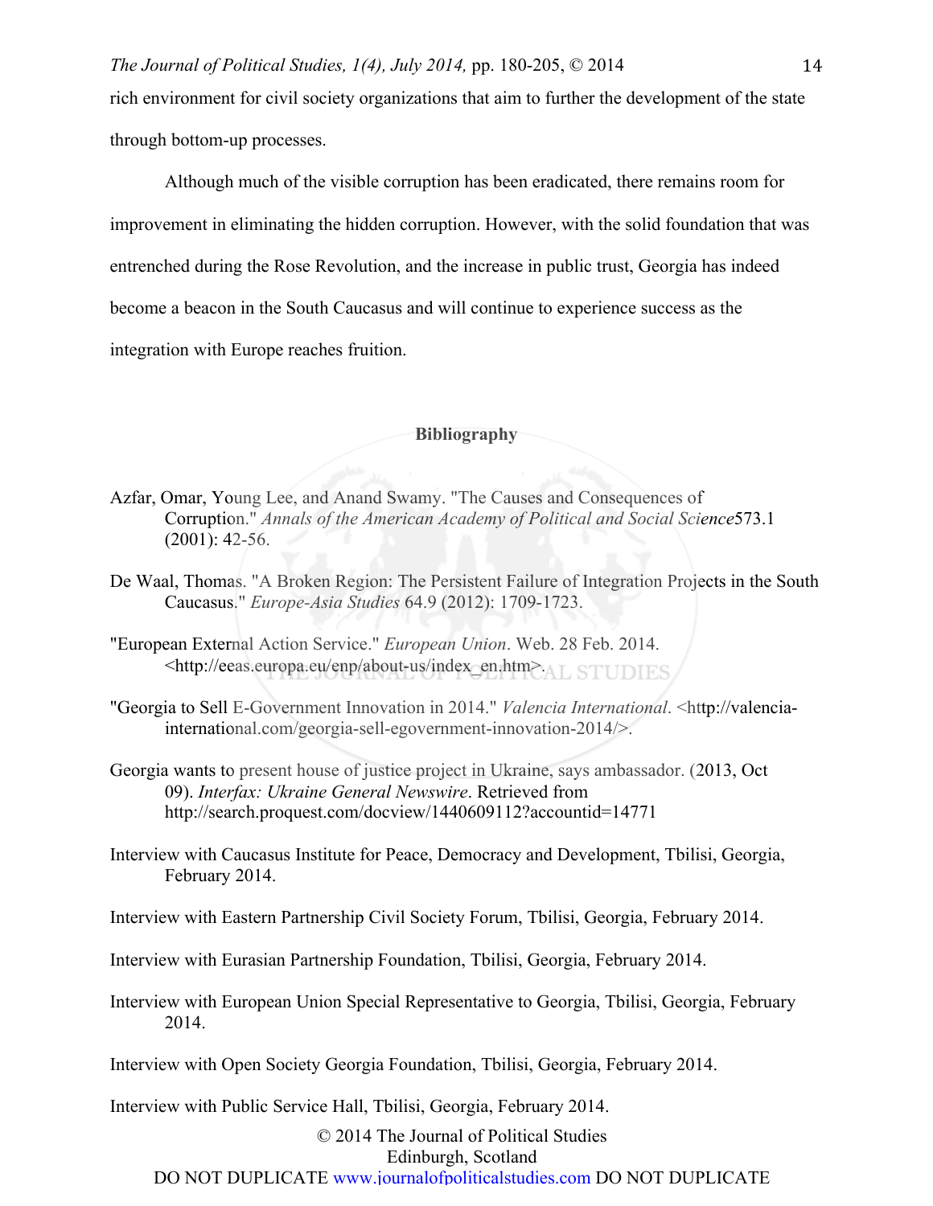rich environment for civil society organizations that aim to further the development of the state through bottom-up processes.

Although much of the visible corruption has been eradicated, there remains room for improvement in eliminating the hidden corruption. However, with the solid foundation that was entrenched during the Rose Revolution, and the increase in public trust, Georgia has indeed become a beacon in the South Caucasus and will continue to experience success as the integration with Europe reaches fruition.

## Bibliography

Azfar, Omar, Young Lee, and Anand Swamy. "The Causes and Consequences of Corruption." *Annals of the American Academy of Political and Social Science*573.1 (2001): 42-56.

De Waal, Thomas. "A Broken Region: The Persistent Failure of Integration Projects in the South Caucasus." *Europe-Asia Studies* 64.9 (2012): 1709-1723.

"European External Action Service." *European Union*. Web. 28 Feb. 2014. <http://eeas.europa.eu/enp/about-us/index_en.htm>.

"Georgia to Sell E-Government Innovation in 2014." *Valencia International*. <http://valencia-international.com/georgia-sell-egovernment-innovation-2014/>.

Georgia wants to present house of justice project in Ukraine, says ambassador. (2013, Oct 09). *Interfax: Ukraine General Newswire*. Retrieved from http://search.proquest.com/docview/1440609112?accountid=14771

Interview with Caucasus Institute for Peace, Democracy and Development, Tbilisi, Georgia, February 2014.

Interview with Eastern Partnership Civil Society Forum, Tbilisi, Georgia, February 2014.

Interview with Eurasian Partnership Foundation, Tbilisi, Georgia, February 2014.

Interview with European Union Special Representative to Georgia, Tbilisi, Georgia, February 2014.

Interview with Open Society Georgia Foundation, Tbilisi, Georgia, February 2014.

Interview with Public Service Hall, Tbilisi, Georgia, February 2014.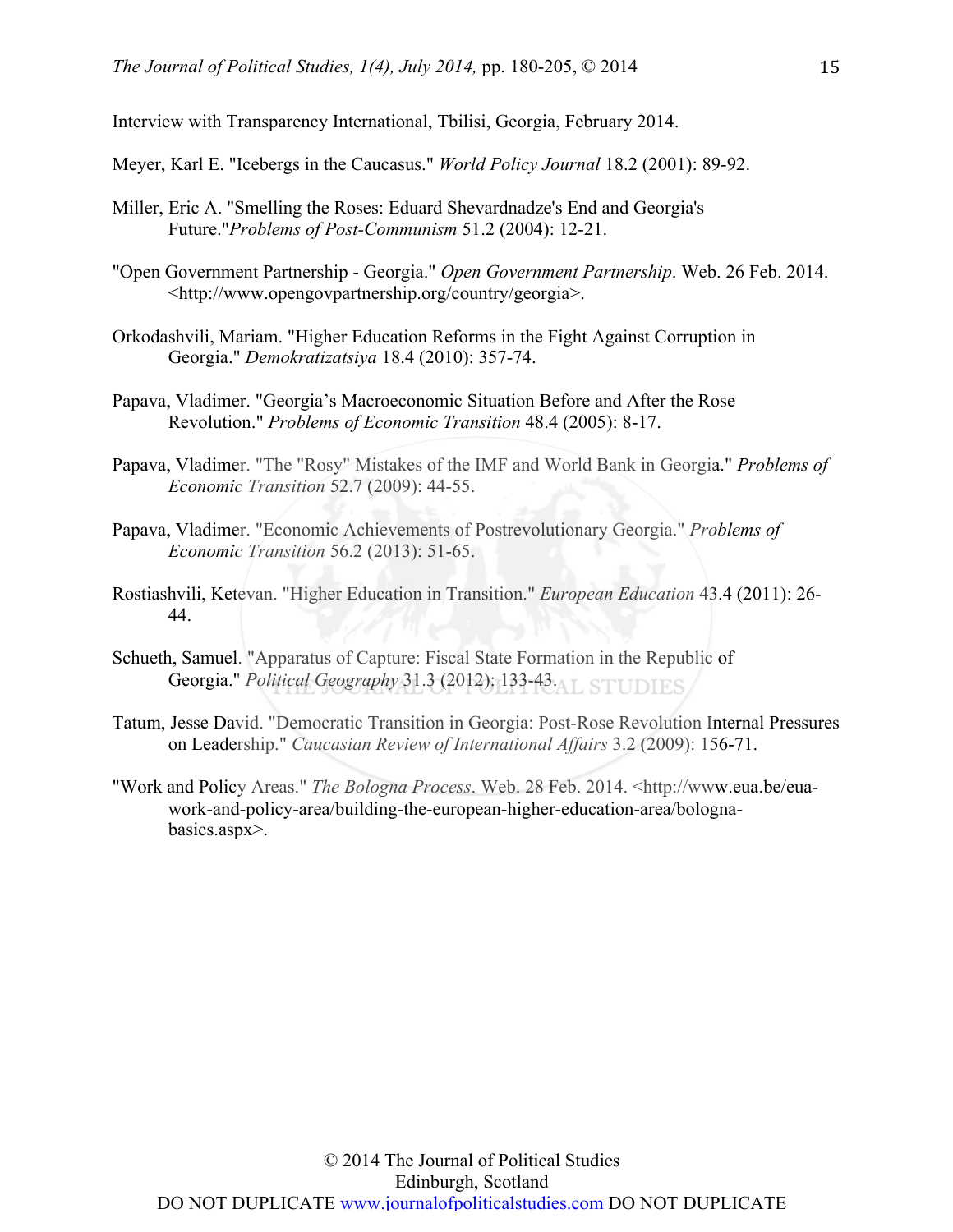Interview with Transparency International, Tbilisi, Georgia, February 2014.

Meyer, Karl E. "Icebergs in the Caucasus." *World Policy Journal* 18.2 (2001): 89-92.

Miller, Eric A. "Smelling the Roses: Eduard Shevardnadze's End and Georgia's Future."*Problems of Post-Communism* 51.2 (2004): 12-21.

"Open Government Partnership - Georgia." *Open Government Partnership*. Web. 26 Feb. 2014. <http://www.opengovpartnership.org/country/georgia>.

Orkodashvili, Mariam. "Higher Education Reforms in the Fight Against Corruption in Georgia." *Demokratizatsiya* 18.4 (2010): 357-74.

Papava, Vladimer. "Georgia's Macroeconomic Situation Before and After the Rose Revolution." *Problems of Economic Transition* 48.4 (2005): 8-17.

Papava, Vladimer. "The "Rosy" Mistakes of the IMF and World Bank in Georgia." *Problems of Economic Transition* 52.7 (2009): 44-55.

Papava, Vladimer. "Economic Achievements of Postrevolutionary Georgia." *Problems of Economic Transition* 56.2 (2013): 51-65.

Rostiashvili, Ketevan. "Higher Education in Transition." *European Education* 43.4 (2011): 26-44.

Schueth, Samuel. "Apparatus of Capture: Fiscal State Formation in the Republic of Georgia." *Political Geography* 31.3 (2012): 133-43.

Tatum, Jesse David. "Democratic Transition in Georgia: Post-Rose Revolution Internal Pressures on Leadership." *Caucasian Review of International Affairs* 3.2 (2009): 156-71.

"Work and Policy Areas." *The Bologna Process*. Web. 28 Feb. 2014. <http://www.eua.be/eua-work-and-policy-area/building-the-european-higher-education-area/bologna-basics.aspx>.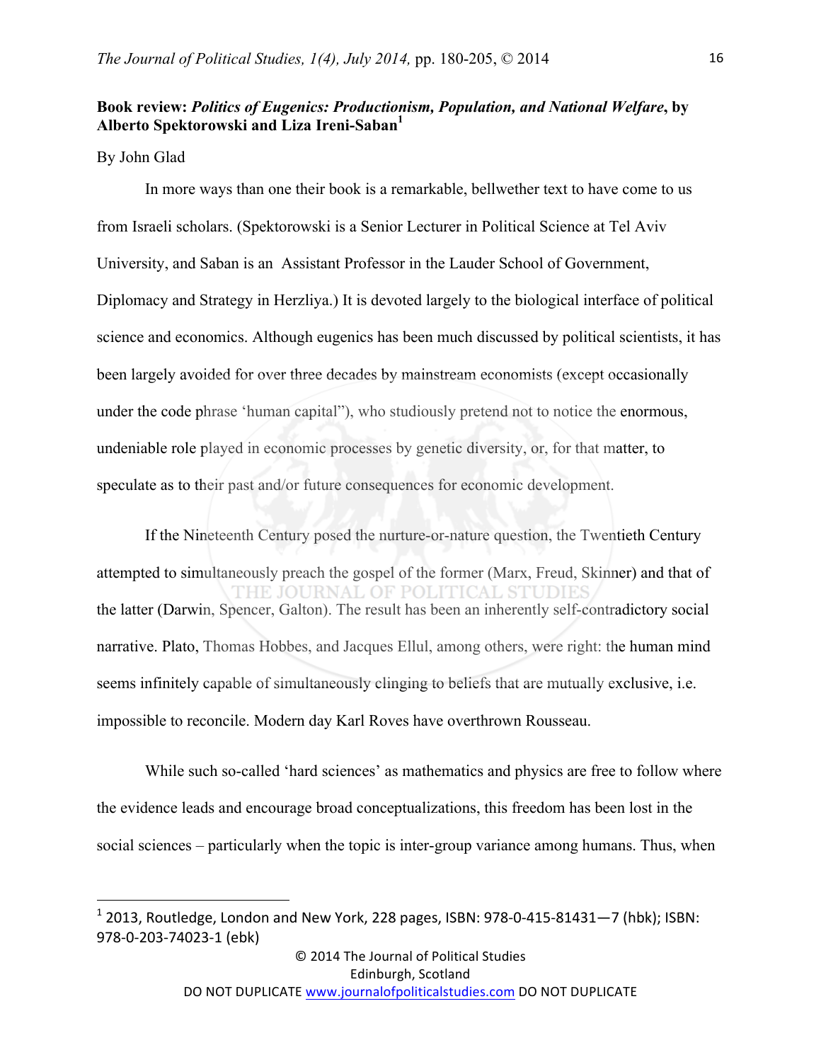**Book review: *Politics of Eugenics: Productionism, Population, and National Welfare*, by Alberto Spektorowski and Liza Ireni-Saban**[1]

By John Glad

In more ways than one their book is a remarkable, bellwether text to have come to us from Israeli scholars. (Spektorowski is a Senior Lecturer in Political Science at Tel Aviv University, and Saban is an Assistant Professor in the Lauder School of Government, Diplomacy and Strategy in Herzliya.) It is devoted largely to the biological interface of political science and economics. Although eugenics has been much discussed by political scientists, it has been largely avoided for over three decades by mainstream economists (except occasionally under the code phrase 'human capital"), who studiously pretend not to notice the enormous, undeniable role played in economic processes by genetic diversity, or, for that matter, to speculate as to their past and/or future consequences for economic development.

If the Nineteenth Century posed the nurture-or-nature question, the Twentieth Century attempted to simultaneously preach the gospel of the former (Marx, Freud, Skinner) and that of the latter (Darwin, Spencer, Galton). The result has been an inherently self-contradictory social narrative. Plato, Thomas Hobbes, and Jacques Ellul, among others, were right: the human mind seems infinitely capable of simultaneously clinging to beliefs that are mutually exclusive, i.e. impossible to reconcile. Modern day Karl Roves have overthrown Rousseau.

While such so-called 'hard sciences' as mathematics and physics are free to follow where the evidence leads and encourage broad conceptualizations, this freedom has been lost in the social sciences – particularly when the topic is inter-group variance among humans. Thus, when

---

[1] 2013, Routledge, London and New York, 228 pages, ISBN: 978-0-415-81431—7 (hbk); ISBN: 978-0-203-74023-1 (ebk)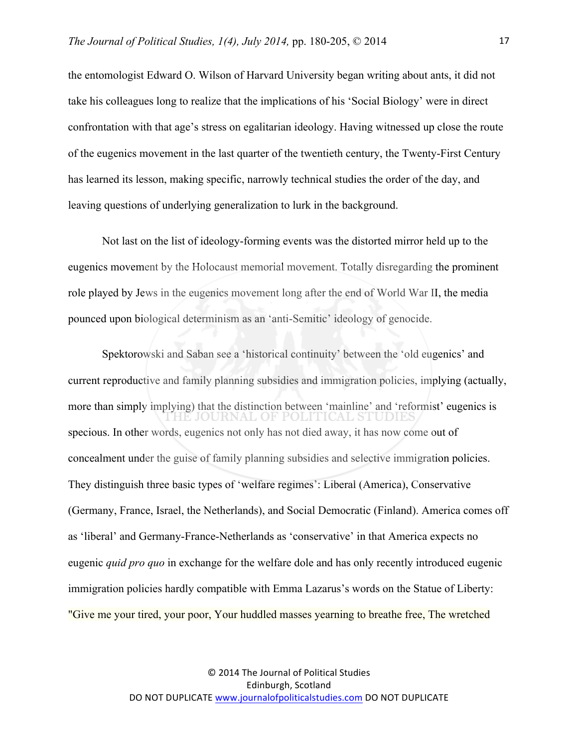the entomologist Edward O. Wilson of Harvard University began writing about ants, it did not take his colleagues long to realize that the implications of his 'Social Biology' were in direct confrontation with that age's stress on egalitarian ideology. Having witnessed up close the route of the eugenics movement in the last quarter of the twentieth century, the Twenty-First Century has learned its lesson, making specific, narrowly technical studies the order of the day, and leaving questions of underlying generalization to lurk in the background.

Not last on the list of ideology-forming events was the distorted mirror held up to the eugenics movement by the Holocaust memorial movement. Totally disregarding the prominent role played by Jews in the eugenics movement long after the end of World War II, the media pounced upon biological determinism as an 'anti-Semitic' ideology of genocide.

Spektorowski and Saban see a 'historical continuity' between the 'old eugenics' and current reproductive and family planning subsidies and immigration policies, implying (actually, more than simply implying) that the distinction between 'mainline' and 'reformist' eugenics is specious. In other words, eugenics not only has not died away, it has now come out of concealment under the guise of family planning subsidies and selective immigration policies. They distinguish three basic types of 'welfare regimes': Liberal (America), Conservative (Germany, France, Israel, the Netherlands), and Social Democratic (Finland). America comes off as 'liberal' and Germany-France-Netherlands as 'conservative' in that America expects no eugenic *quid pro quo* in exchange for the welfare dole and has only recently introduced eugenic immigration policies hardly compatible with Emma Lazarus's words on the Statue of Liberty: "Give me your tired, your poor, Your huddled masses yearning to breathe free, The wretched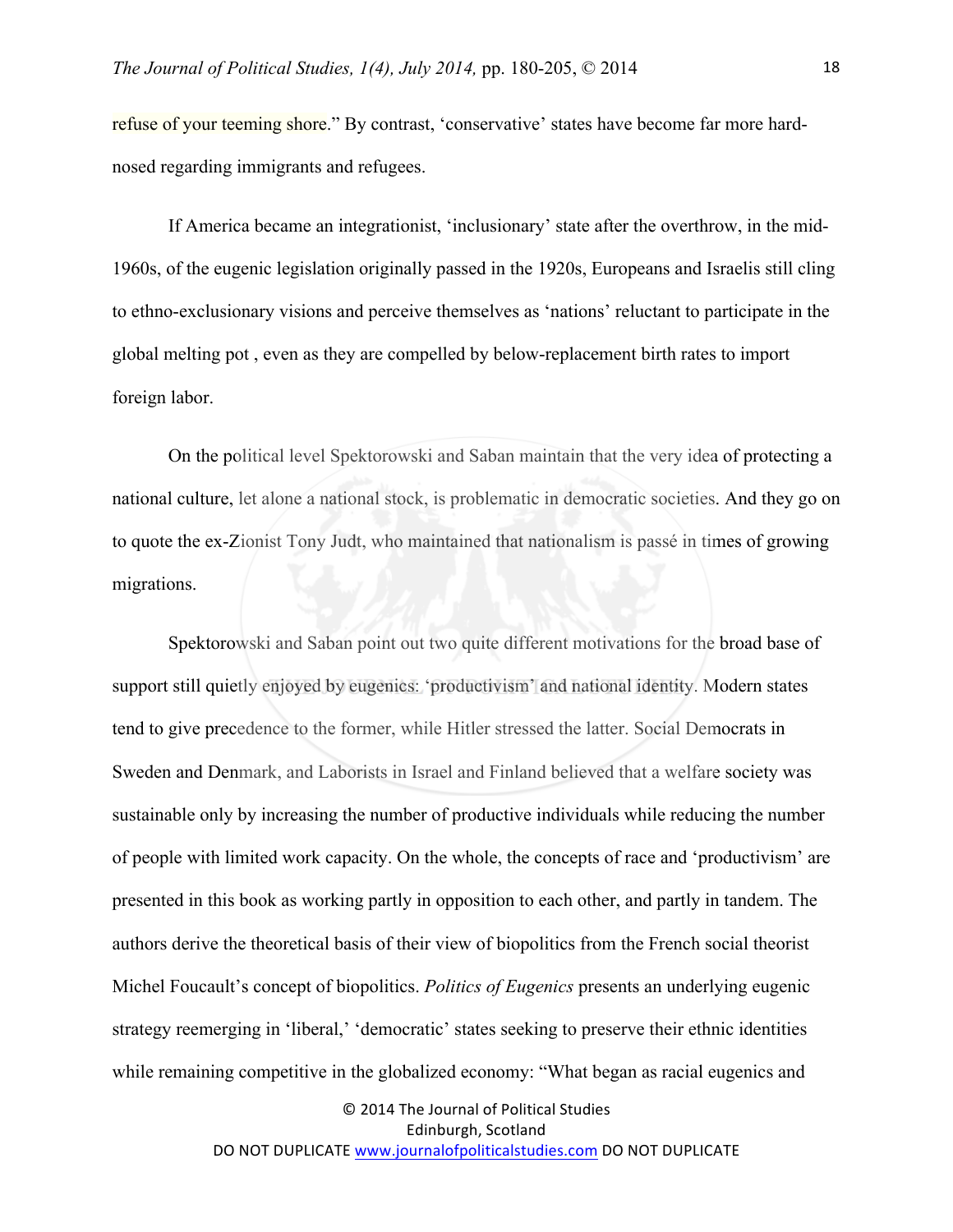refuse of your teeming shore." By contrast, 'conservative' states have become far more hard-nosed regarding immigrants and refugees.

If America became an integrationist, 'inclusionary' state after the overthrow, in the mid-1960s, of the eugenic legislation originally passed in the 1920s, Europeans and Israelis still cling to ethno-exclusionary visions and perceive themselves as 'nations' reluctant to participate in the global melting pot , even as they are compelled by below-replacement birth rates to import foreign labor.

On the political level Spektorowski and Saban maintain that the very idea of protecting a national culture, let alone a national stock, is problematic in democratic societies. And they go on to quote the ex-Zionist Tony Judt, who maintained that nationalism is passé in times of growing migrations.

Spektorowski and Saban point out two quite different motivations for the broad base of support still quietly enjoyed by eugenics: 'productivism' and national identity. Modern states tend to give precedence to the former, while Hitler stressed the latter. Social Democrats in Sweden and Denmark, and Laborists in Israel and Finland believed that a welfare society was sustainable only by increasing the number of productive individuals while reducing the number of people with limited work capacity. On the whole, the concepts of race and 'productivism' are presented in this book as working partly in opposition to each other, and partly in tandem. The authors derive the theoretical basis of their view of biopolitics from the French social theorist Michel Foucault's concept of biopolitics. *Politics of Eugenics* presents an underlying eugenic strategy reemerging in 'liberal,' 'democratic' states seeking to preserve their ethnic identities while remaining competitive in the globalized economy: "What began as racial eugenics and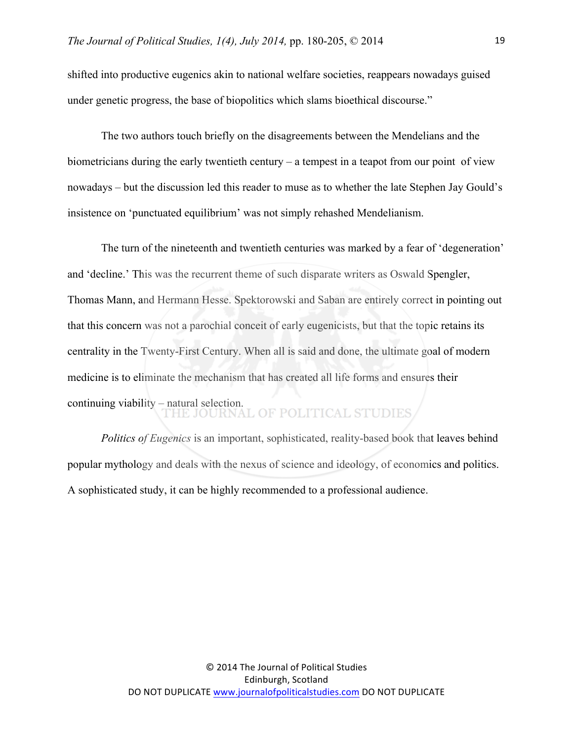shifted into productive eugenics akin to national welfare societies, reappears nowadays guised under genetic progress, the base of biopolitics which slams bioethical discourse."

The two authors touch briefly on the disagreements between the Mendelians and the biometricians during the early twentieth century – a tempest in a teapot from our point of view nowadays – but the discussion led this reader to muse as to whether the late Stephen Jay Gould's insistence on 'punctuated equilibrium' was not simply rehashed Mendelianism.

The turn of the nineteenth and twentieth centuries was marked by a fear of 'degeneration' and 'decline.' This was the recurrent theme of such disparate writers as Oswald Spengler, Thomas Mann, and Hermann Hesse. Spektorowski and Saban are entirely correct in pointing out that this concern was not a parochial conceit of early eugenicists, but that the topic retains its centrality in the Twenty-First Century. When all is said and done, the ultimate goal of modern medicine is to eliminate the mechanism that has created all life forms and ensures their continuing viability – natural selection.

*Politics of Eugenics* is an important, sophisticated, reality-based book that leaves behind popular mythology and deals with the nexus of science and ideology, of economics and politics. A sophisticated study, it can be highly recommended to a professional audience.